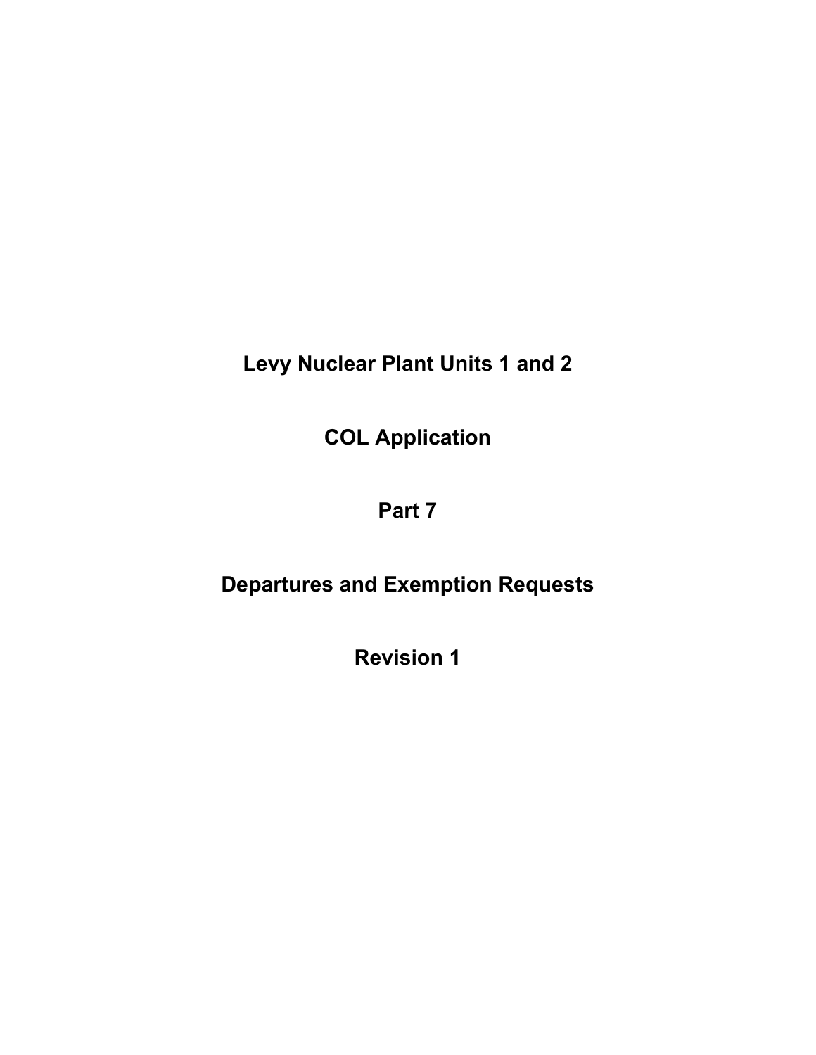# Levy Nuclear Plant Units 1 and 2

# COL Application

# Part 7

# Departures and Exemption Requests

# Revision 1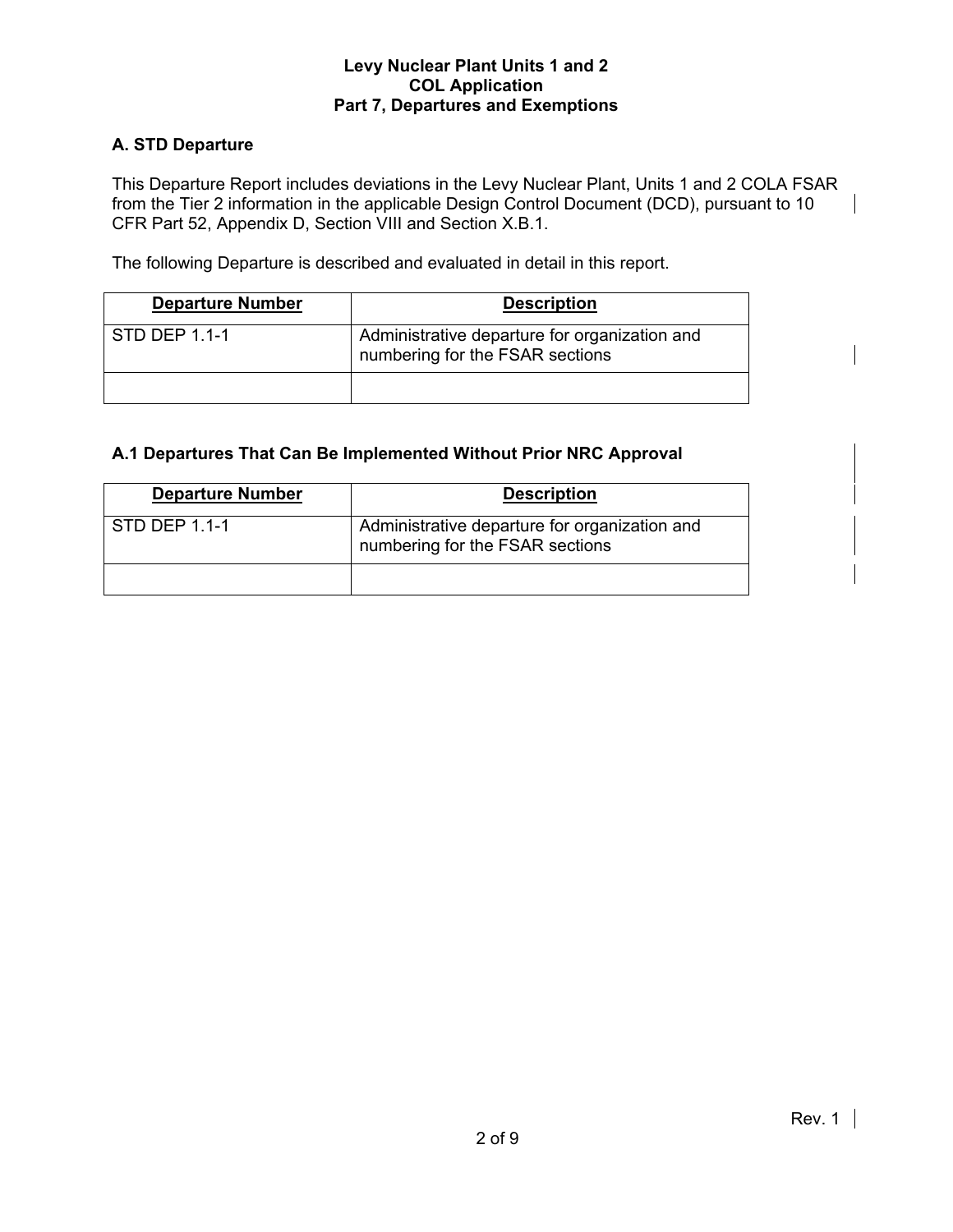## A. STD Departure

This Departure Report includes deviations in the Levy Nuclear Plant, Units 1 and 2 COLA FSAR from the Tier 2 information in the applicable Design Control Document (DCD), pursuant to 10 CFR Part 52, Appendix D, Section VIII and Section X.B.1.

The following Departure is described and evaluated in detail in this report.

| Departure Number | Description |
|---|---|
| STD DEP 1.1-1 | Administrative departure for organization and numbering for the FSAR sections |
| | |

## A.1 Departures That Can Be Implemented Without Prior NRC Approval

| Departure Number | Description |
|---|---|
| STD DEP 1.1-1 | Administrative departure for organization and numbering for the FSAR sections |
| | |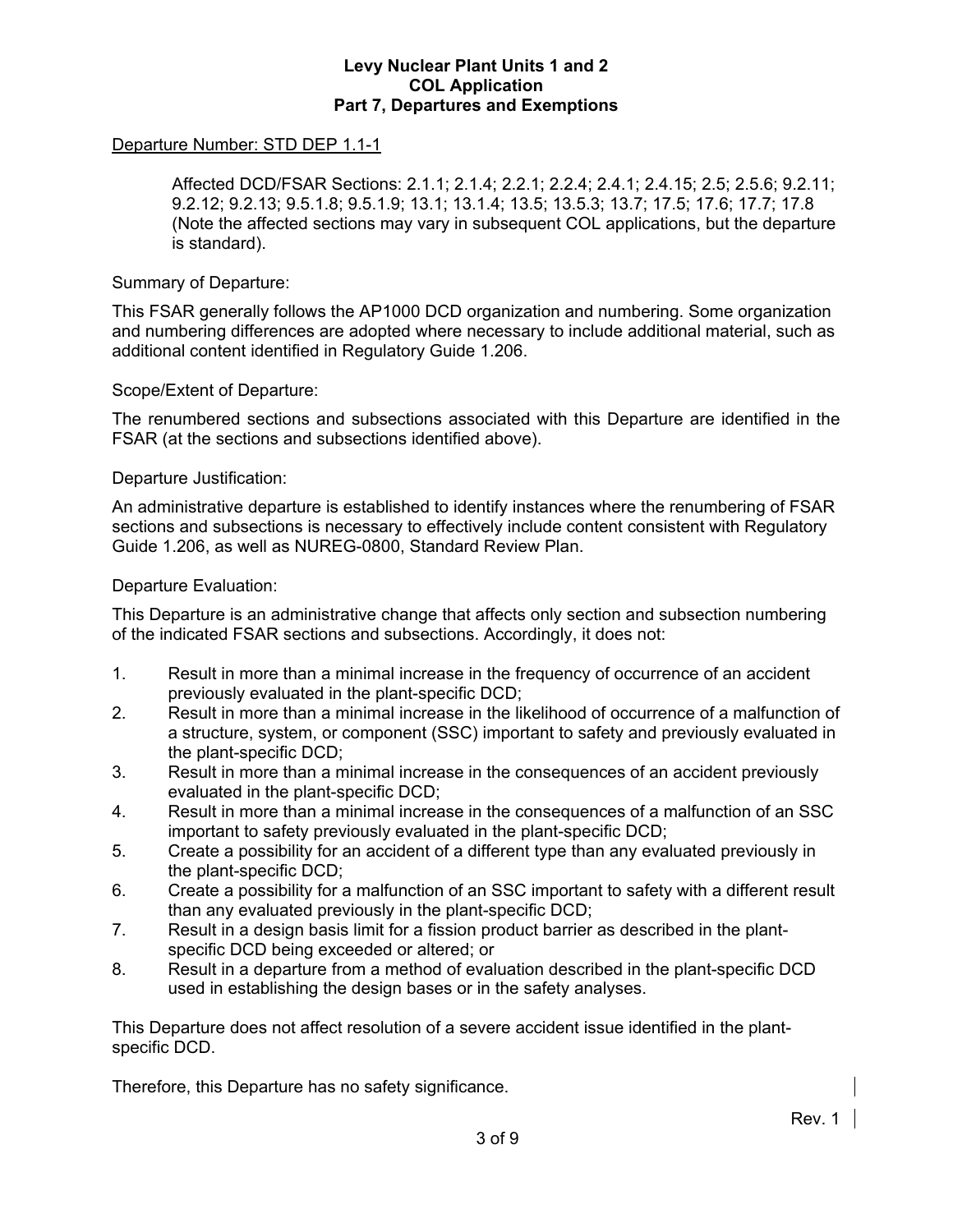Departure Number: STD DEP 1.1-1

> Affected DCD/FSAR Sections: 2.1.1; 2.1.4; 2.2.1; 2.2.4; 2.4.1; 2.4.15; 2.5; 2.5.6; 9.2.11; 9.2.12; 9.2.13; 9.5.1.8; 9.5.1.9; 13.1; 13.1.4; 13.5; 13.5.3; 13.7; 17.5; 17.6; 17.7; 17.8 (Note the affected sections may vary in subsequent COL applications, but the departure is standard).

Summary of Departure:

This FSAR generally follows the AP1000 DCD organization and numbering. Some organization and numbering differences are adopted where necessary to include additional material, such as additional content identified in Regulatory Guide 1.206.

Scope/Extent of Departure:

The renumbered sections and subsections associated with this Departure are identified in the FSAR (at the sections and subsections identified above).

Departure Justification:

An administrative departure is established to identify instances where the renumbering of FSAR sections and subsections is necessary to effectively include content consistent with Regulatory Guide 1.206, as well as NUREG-0800, Standard Review Plan.

Departure Evaluation:

This Departure is an administrative change that affects only section and subsection numbering of the indicated FSAR sections and subsections. Accordingly, it does not:

1. Result in more than a minimal increase in the frequency of occurrence of an accident previously evaluated in the plant-specific DCD;
2. Result in more than a minimal increase in the likelihood of occurrence of a malfunction of a structure, system, or component (SSC) important to safety and previously evaluated in the plant-specific DCD;
3. Result in more than a minimal increase in the consequences of an accident previously evaluated in the plant-specific DCD;
4. Result in more than a minimal increase in the consequences of a malfunction of an SSC important to safety previously evaluated in the plant-specific DCD;
5. Create a possibility for an accident of a different type than any evaluated previously in the plant-specific DCD;
6. Create a possibility for a malfunction of an SSC important to safety with a different result than any evaluated previously in the plant-specific DCD;
7. Result in a design basis limit for a fission product barrier as described in the plant-specific DCD being exceeded or altered; or
8. Result in a departure from a method of evaluation described in the plant-specific DCD used in establishing the design bases or in the safety analyses.

This Departure does not affect resolution of a severe accident issue identified in the plant-specific DCD.

Therefore, this Departure has no safety significance.

Rev. 1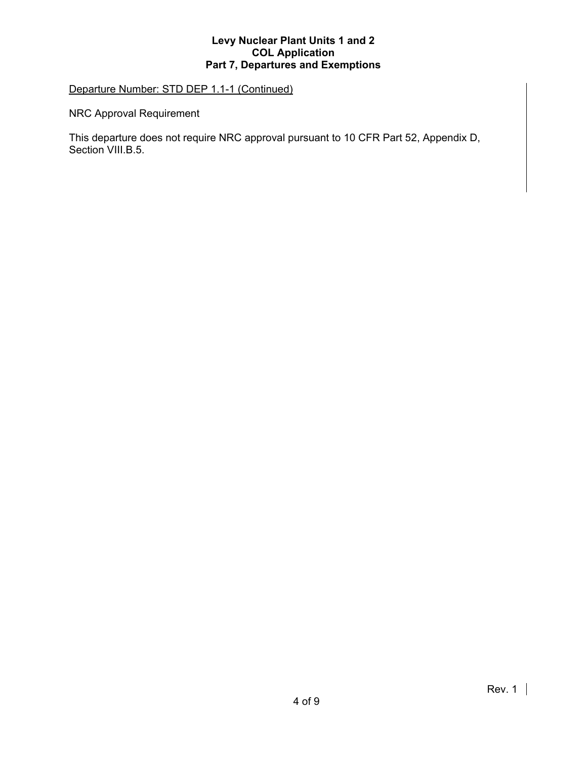Departure Number: STD DEP 1.1-1 (Continued)

NRC Approval Requirement

This departure does not require NRC approval pursuant to 10 CFR Part 52, Appendix D, Section VIII.B.5.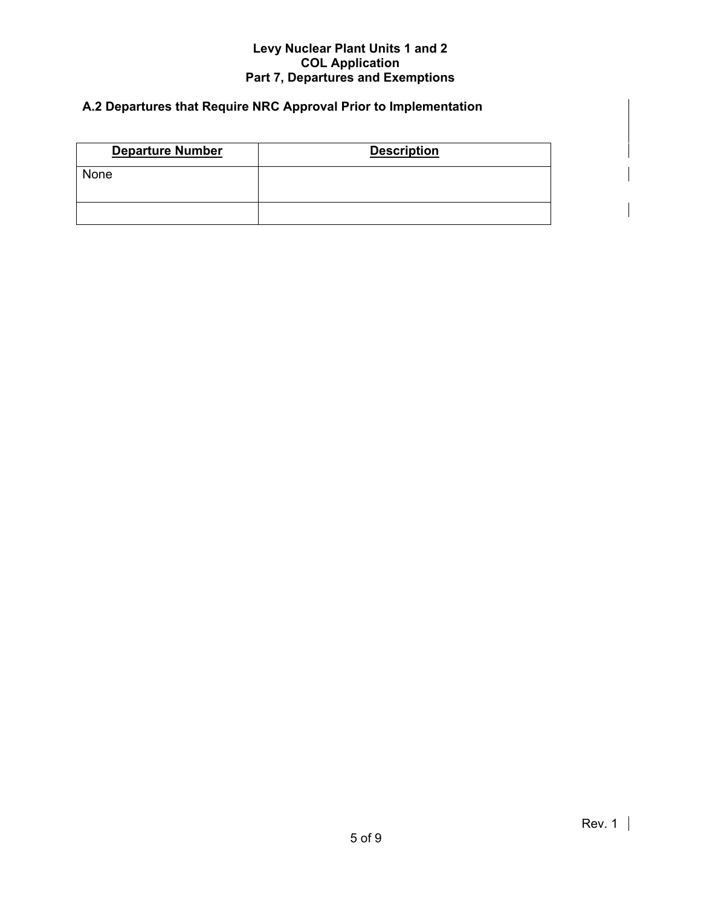## A.2 Departures that Require NRC Approval Prior to Implementation

| Departure Number | Description |
|---|---|
| None | |
| | |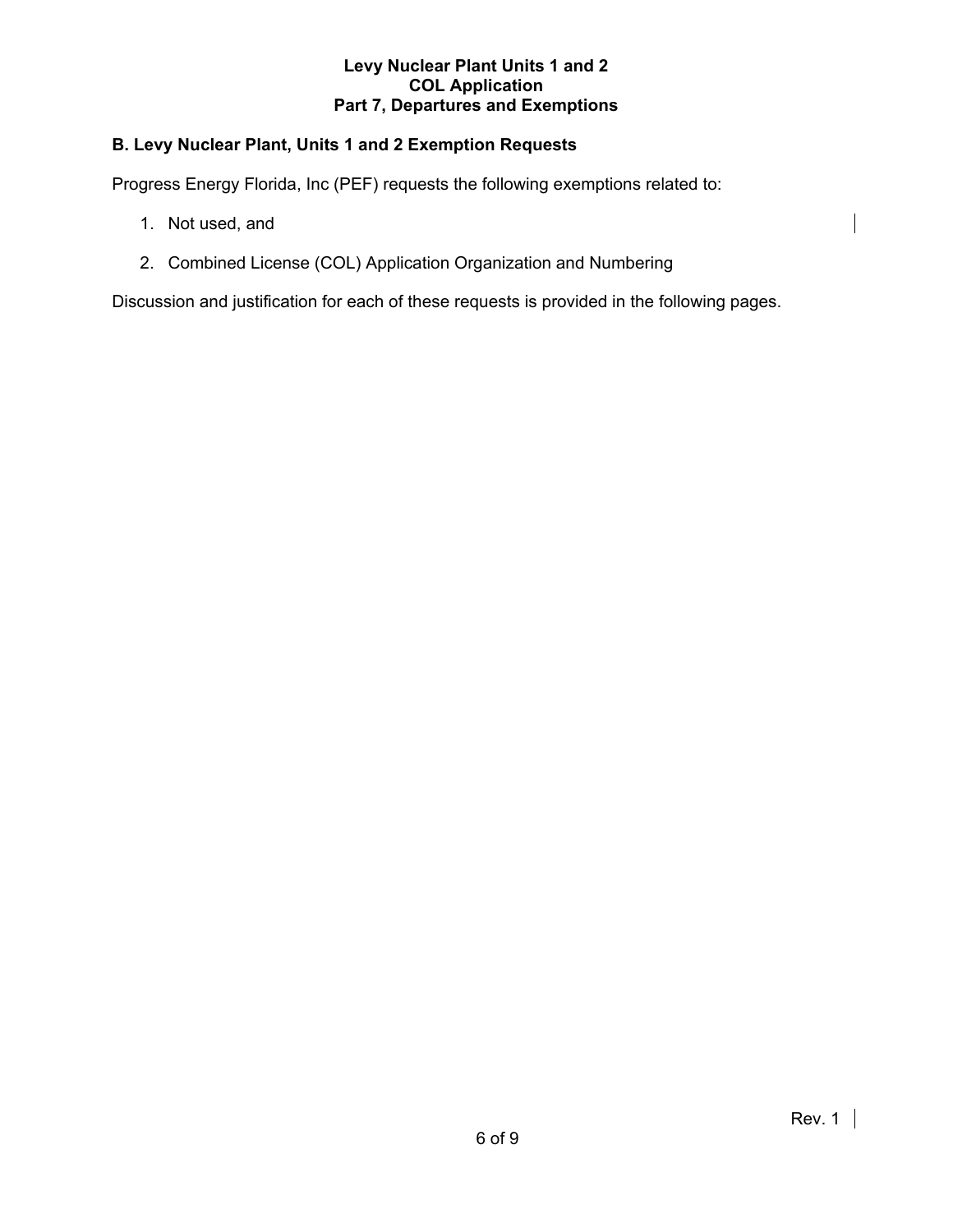## B. Levy Nuclear Plant, Units 1 and 2 Exemption Requests

Progress Energy Florida, Inc (PEF) requests the following exemptions related to:

1. Not used, and
2. Combined License (COL) Application Organization and Numbering

Discussion and justification for each of these requests is provided in the following pages.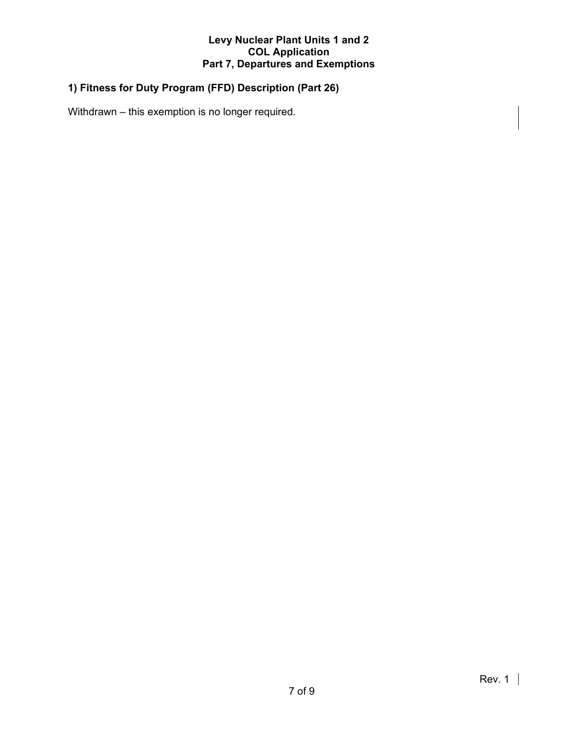## 1) Fitness for Duty Program (FFD) Description (Part 26)

Withdrawn – this exemption is no longer required.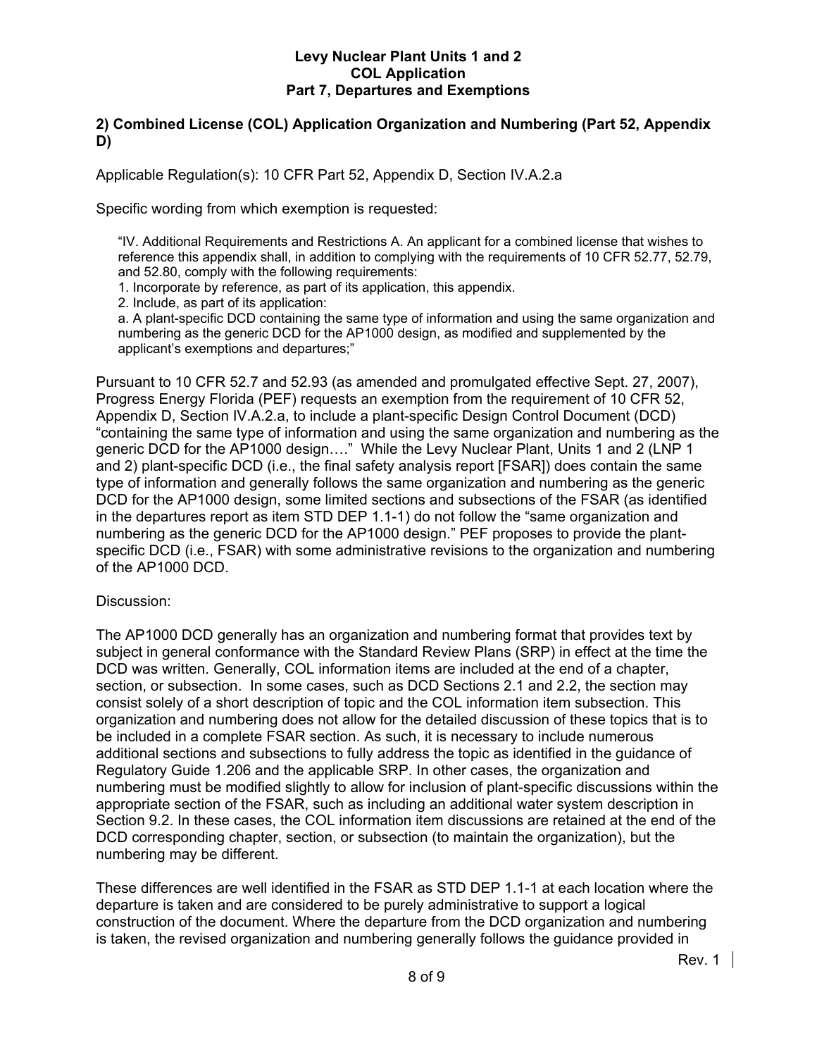## 2) Combined License (COL) Application Organization and Numbering (Part 52, Appendix D)

Applicable Regulation(s): 10 CFR Part 52, Appendix D, Section IV.A.2.a

Specific wording from which exemption is requested:

> "IV. Additional Requirements and Restrictions A. An applicant for a combined license that wishes to reference this appendix shall, in addition to complying with the requirements of 10 CFR 52.77, 52.79, and 52.80, comply with the following requirements:
> 1. Incorporate by reference, as part of its application, this appendix.
> 2. Include, as part of its application:
> a. A plant-specific DCD containing the same type of information and using the same organization and numbering as the generic DCD for the AP1000 design, as modified and supplemented by the applicant's exemptions and departures;"

Pursuant to 10 CFR 52.7 and 52.93 (as amended and promulgated effective Sept. 27, 2007), Progress Energy Florida (PEF) requests an exemption from the requirement of 10 CFR 52, Appendix D, Section IV.A.2.a, to include a plant-specific Design Control Document (DCD) "containing the same type of information and using the same organization and numbering as the generic DCD for the AP1000 design…." While the Levy Nuclear Plant, Units 1 and 2 (LNP 1 and 2) plant-specific DCD (i.e., the final safety analysis report [FSAR]) does contain the same type of information and generally follows the same organization and numbering as the generic DCD for the AP1000 design, some limited sections and subsections of the FSAR (as identified in the departures report as item STD DEP 1.1-1) do not follow the "same organization and numbering as the generic DCD for the AP1000 design." PEF proposes to provide the plant-specific DCD (i.e., FSAR) with some administrative revisions to the organization and numbering of the AP1000 DCD.

Discussion:

The AP1000 DCD generally has an organization and numbering format that provides text by subject in general conformance with the Standard Review Plans (SRP) in effect at the time the DCD was written. Generally, COL information items are included at the end of a chapter, section, or subsection. In some cases, such as DCD Sections 2.1 and 2.2, the section may consist solely of a short description of topic and the COL information item subsection. This organization and numbering does not allow for the detailed discussion of these topics that is to be included in a complete FSAR section. As such, it is necessary to include numerous additional sections and subsections to fully address the topic as identified in the guidance of Regulatory Guide 1.206 and the applicable SRP. In other cases, the organization and numbering must be modified slightly to allow for inclusion of plant-specific discussions within the appropriate section of the FSAR, such as including an additional water system description in Section 9.2. In these cases, the COL information item discussions are retained at the end of the DCD corresponding chapter, section, or subsection (to maintain the organization), but the numbering may be different.

These differences are well identified in the FSAR as STD DEP 1.1-1 at each location where the departure is taken and are considered to be purely administrative to support a logical construction of the document. Where the departure from the DCD organization and numbering is taken, the revised organization and numbering generally follows the guidance provided in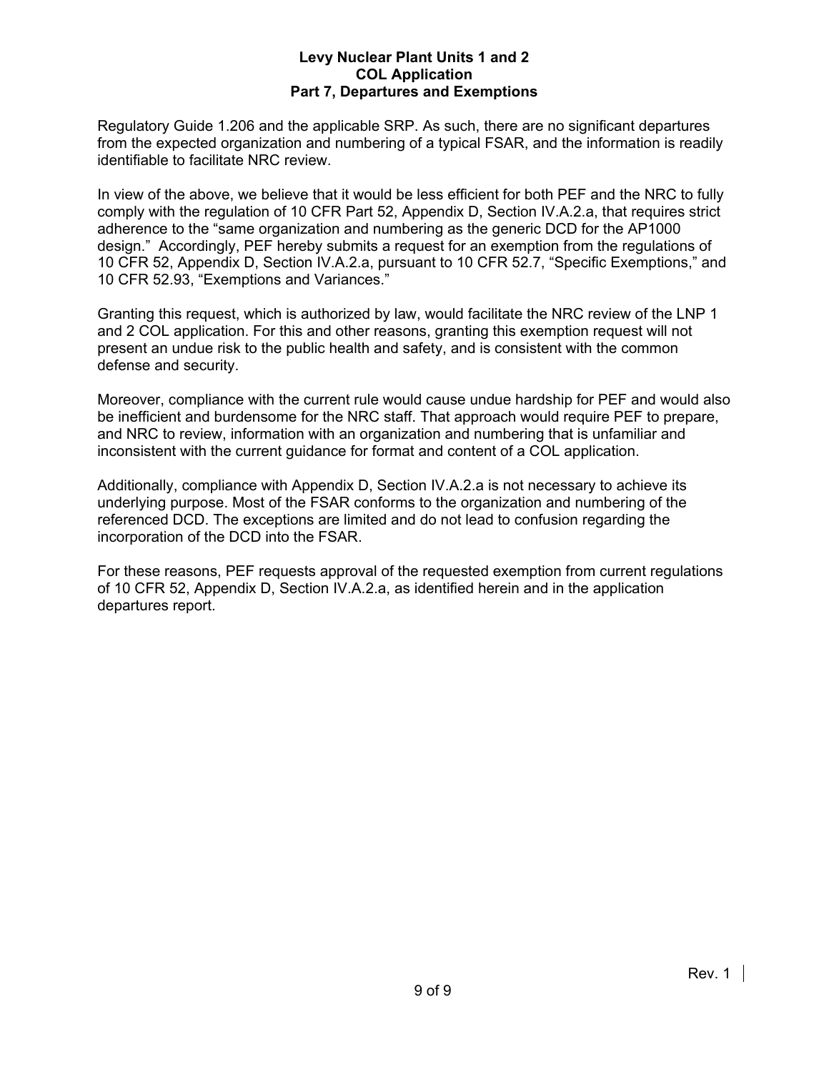Regulatory Guide 1.206 and the applicable SRP. As such, there are no significant departures from the expected organization and numbering of a typical FSAR, and the information is readily identifiable to facilitate NRC review.

In view of the above, we believe that it would be less efficient for both PEF and the NRC to fully comply with the regulation of 10 CFR Part 52, Appendix D, Section IV.A.2.a, that requires strict adherence to the "same organization and numbering as the generic DCD for the AP1000 design." Accordingly, PEF hereby submits a request for an exemption from the regulations of 10 CFR 52, Appendix D, Section IV.A.2.a, pursuant to 10 CFR 52.7, "Specific Exemptions," and 10 CFR 52.93, "Exemptions and Variances."

Granting this request, which is authorized by law, would facilitate the NRC review of the LNP 1 and 2 COL application. For this and other reasons, granting this exemption request will not present an undue risk to the public health and safety, and is consistent with the common defense and security.

Moreover, compliance with the current rule would cause undue hardship for PEF and would also be inefficient and burdensome for the NRC staff. That approach would require PEF to prepare, and NRC to review, information with an organization and numbering that is unfamiliar and inconsistent with the current guidance for format and content of a COL application.

Additionally, compliance with Appendix D, Section IV.A.2.a is not necessary to achieve its underlying purpose. Most of the FSAR conforms to the organization and numbering of the referenced DCD. The exceptions are limited and do not lead to confusion regarding the incorporation of the DCD into the FSAR.

For these reasons, PEF requests approval of the requested exemption from current regulations of 10 CFR 52, Appendix D, Section IV.A.2.a, as identified herein and in the application departures report.